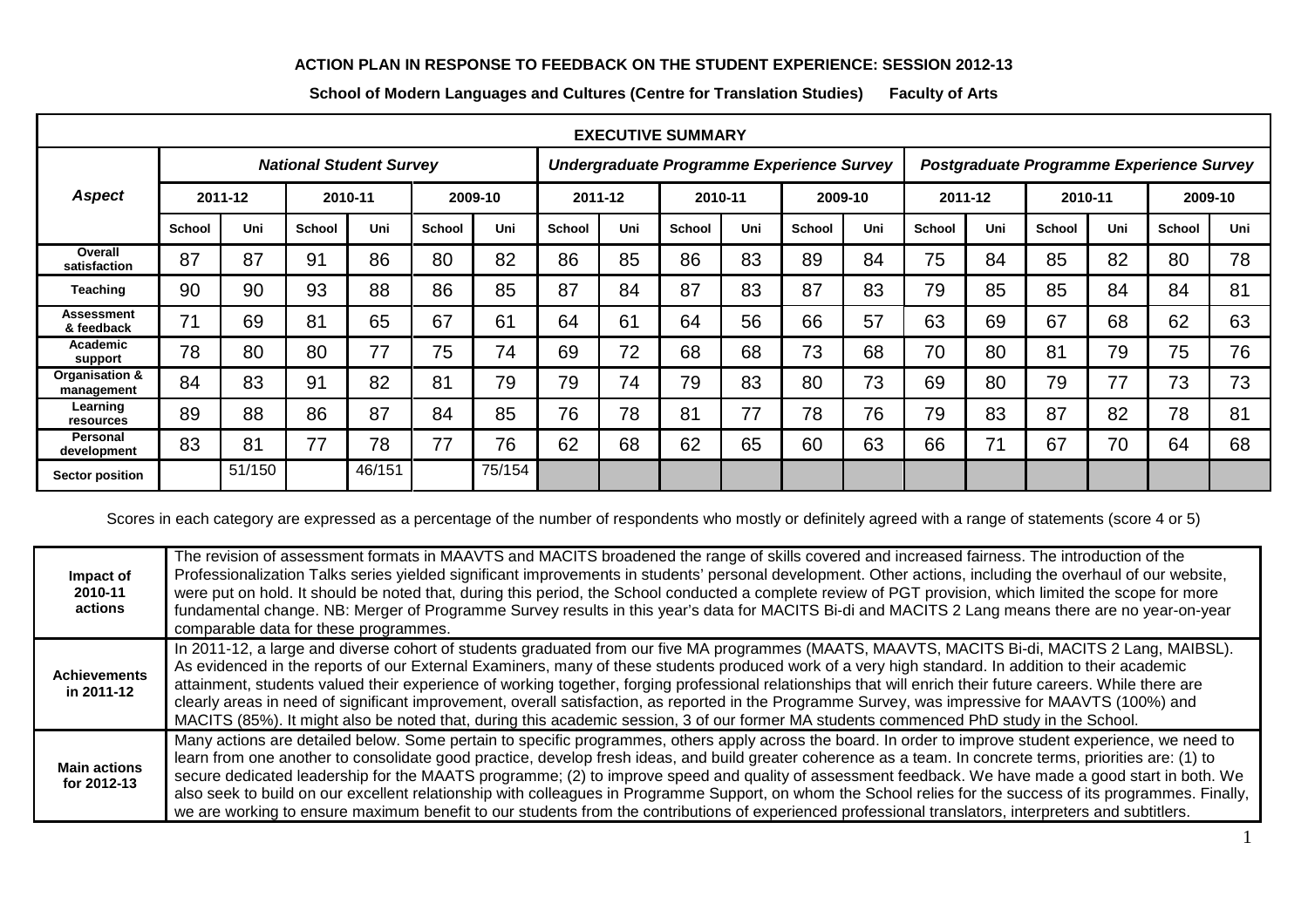**ACTION PLAN IN RESPONSE TO FEEDBACK ON THE STUDENT EXPERIENCE: SESSION 2012-13**

**School of Modern Languages and Cultures (Centre for Translation Studies) Faculty of Arts**

**EXECUTIVE SUMMARY**

| *Aspect* | *National Student Survey* | | | | | | *Undergraduate Programme Experience Survey* | | | | | | *Postgraduate Programme Experience Survey* | | | | | |
|---|---|---|---|---|---|---|---|---|---|---|---|---|---|---|---|---|---|---|
| | 2011-12 | | 2010-11 | | 2009-10 | | 2011-12 | | 2010-11 | | 2009-10 | | 2011-12 | | 2010-11 | | 2009-10 | |
| | School | Uni | School | Uni | School | Uni | School | Uni | School | Uni | School | Uni | School | Uni | School | Uni | School | Uni |
| **Overall satisfaction** | 87 | 87 | 91 | 86 | 80 | 82 | 86 | 85 | 86 | 83 | 89 | 84 | 75 | 84 | 85 | 82 | 80 | 78 |
| **Teaching** | 90 | 90 | 93 | 88 | 86 | 85 | 87 | 84 | 87 | 83 | 87 | 83 | 79 | 85 | 85 | 84 | 84 | 81 |
| **Assessment & feedback** | 71 | 69 | 81 | 65 | 67 | 61 | 64 | 61 | 64 | 56 | 66 | 57 | 63 | 69 | 67 | 68 | 62 | 63 |
| **Academic support** | 78 | 80 | 80 | 77 | 75 | 74 | 69 | 72 | 68 | 68 | 73 | 68 | 70 | 80 | 81 | 79 | 75 | 76 |
| **Organisation & management** | 84 | 83 | 91 | 82 | 81 | 79 | 79 | 74 | 79 | 83 | 80 | 73 | 69 | 80 | 79 | 77 | 73 | 73 |
| **Learning resources** | 89 | 88 | 86 | 87 | 84 | 85 | 76 | 78 | 81 | 77 | 78 | 76 | 79 | 83 | 87 | 82 | 78 | 81 |
| **Personal development** | 83 | 81 | 77 | 78 | 77 | 76 | 62 | 68 | 62 | 65 | 60 | 63 | 66 | 71 | 67 | 70 | 64 | 68 |
| **Sector position** | | 51/150 | | 46/151 | | 75/154 | | | | | | | | | | | | |

Scores in each category are expressed as a percentage of the number of respondents who mostly or definitely agreed with a range of statements (score 4 or 5)

| | |
|---|---|
| **Impact of 2010-11 actions** | The revision of assessment formats in MAAVTS and MACITS broadened the range of skills covered and increased fairness. The introduction of the Professionalization Talks series yielded significant improvements in students' personal development. Other actions, including the overhaul of our website, were put on hold. It should be noted that, during this period, the School conducted a complete review of PGT provision, which limited the scope for more fundamental change. NB: Merger of Programme Survey results in this year's data for MACITS Bi-di and MACITS 2 Lang means there are no year-on-year comparable data for these programmes. |
| **Achievements in 2011-12** | In 2011-12, a large and diverse cohort of students graduated from our five MA programmes (MAATS, MAAVTS, MACITS Bi-di, MACITS 2 Lang, MAIBSL). As evidenced in the reports of our External Examiners, many of these students produced work of a very high standard. In addition to their academic attainment, students valued their experience of working together, forging professional relationships that will enrich their future careers. While there are clearly areas in need of significant improvement, overall satisfaction, as reported in the Programme Survey, was impressive for MAAVTS (100%) and MACITS (85%). It might also be noted that, during this academic session, 3 of our former MA students commenced PhD study in the School. |
| **Main actions for 2012-13** | Many actions are detailed below. Some pertain to specific programmes, others apply across the board. In order to improve student experience, we need to learn from one another to consolidate good practice, develop fresh ideas, and build greater coherence as a team. In concrete terms, priorities are: (1) to secure dedicated leadership for the MAATS programme; (2) to improve speed and quality of assessment feedback. We have made a good start in both. We also seek to build on our excellent relationship with colleagues in Programme Support, on whom the School relies for the success of its programmes. Finally, we are working to ensure maximum benefit to our students from the contributions of experienced professional translators, interpreters and subtitlers. |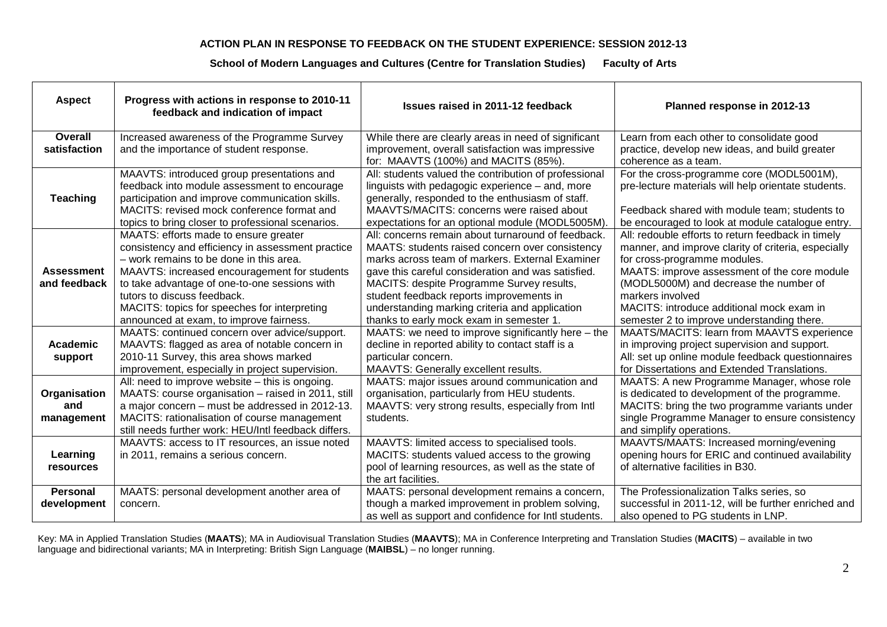**ACTION PLAN IN RESPONSE TO FEEDBACK ON THE STUDENT EXPERIENCE: SESSION 2012-13**

**School of Modern Languages and Cultures (Centre for Translation Studies) Faculty of Arts**

| Aspect | Progress with actions in response to 2010-11 feedback and indication of impact | Issues raised in 2011-12 feedback | Planned response in 2012-13 |
|---|---|---|---|
| **Overall satisfaction** | Increased awareness of the Programme Survey and the importance of student response. | While there are clearly areas in need of significant improvement, overall satisfaction was impressive for: MAAVTS (100%) and MACITS (85%). | Learn from each other to consolidate good practice, develop new ideas, and build greater coherence as a team. |
| **Teaching** | MAAVTS: introduced group presentations and feedback into module assessment to encourage participation and improve communication skills. MACITS: revised mock conference format and topics to bring closer to professional scenarios. | All: students valued the contribution of professional linguists with pedagogic experience – and, more generally, responded to the enthusiasm of staff. MAAVTS/MACITS: concerns were raised about expectations for an optional module (MODL5005M). | For the cross-programme core (MODL5001M), pre-lecture materials will help orientate students. Feedback shared with module team; students to be encouraged to look at module catalogue entry. |
| **Assessment and feedback** | MAATS: efforts made to ensure greater consistency and efficiency in assessment practice – work remains to be done in this area. MAAVTS: increased encouragement for students to take advantage of one-to-one sessions with tutors to discuss feedback. MACITS: topics for speeches for interpreting announced at exam, to improve fairness. | All: concerns remain about turnaround of feedback. MAATS: students raised concern over consistency marks across team of markers. External Examiner gave this careful consideration and was satisfied. MACITS: despite Programme Survey results, student feedback reports improvements in understanding marking criteria and application thanks to early mock exam in semester 1. | All: redouble efforts to return feedback in timely manner, and improve clarity of criteria, especially for cross-programme modules. MAATS: improve assessment of the core module (MODL5000M) and decrease the number of markers involved MACITS: introduce additional mock exam in semester 2 to improve understanding there. |
| **Academic support** | MAATS: continued concern over advice/support. MAAVTS: flagged as area of notable concern in 2010-11 Survey, this area shows marked improvement, especially in project supervision. | MAATS: we need to improve significantly here – the decline in reported ability to contact staff is a particular concern. MAAVTS: Generally excellent results. | MAATS/MACITS: learn from MAAVTS experience in improving project supervision and support. All: set up online module feedback questionnaires for Dissertations and Extended Translations. |
| **Organisation and management** | All: need to improve website – this is ongoing. MAATS: course organisation – raised in 2011, still a major concern – must be addressed in 2012-13. MACITS: rationalisation of course management still needs further work: HEU/Intl feedback differs. | MAATS: major issues around communication and organisation, particularly from HEU students. MAAVTS: very strong results, especially from Intl students. | MAATS: A new Programme Manager, whose role is dedicated to development of the programme. MACITS: bring the two programme variants under single Programme Manager to ensure consistency and simplify operations. |
| **Learning resources** | MAAVTS: access to IT resources, an issue noted in 2011, remains a serious concern. | MAAVTS: limited access to specialised tools. MACITS: students valued access to the growing pool of learning resources, as well as the state of the art facilities. | MAAVTS/MAATS: Increased morning/evening opening hours for ERIC and continued availability of alternative facilities in B30. |
| **Personal development** | MAATS: personal development another area of concern. | MAATS: personal development remains a concern, though a marked improvement in problem solving, as well as support and confidence for Intl students. | The Professionalization Talks series, so successful in 2011-12, will be further enriched and also opened to PG students in LNP. |

Key: MA in Applied Translation Studies (**MAATS**); MA in Audiovisual Translation Studies (**MAAVTS**); MA in Conference Interpreting and Translation Studies (**MACITS**) – available in two language and bidirectional variants; MA in Interpreting: British Sign Language (**MAIBSL**) – no longer running.